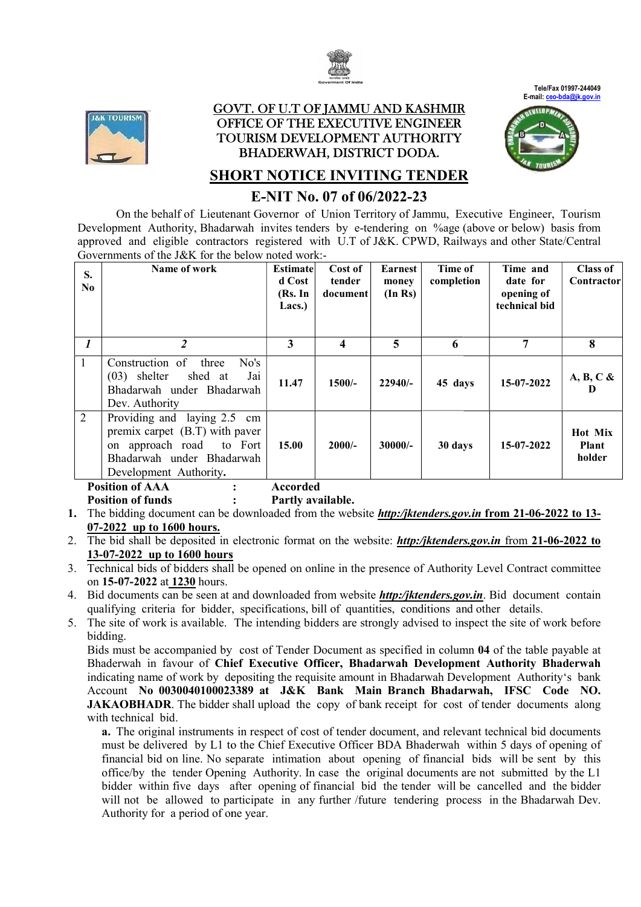Tele/Fax 01997-244049
E-mail: ceo-bda@jk.gov.in

# GOVT. OF U.T OF JAMMU AND KASHMIR
## OFFICE OF THE EXECUTIVE ENGINEER
## TOURISM DEVELOPMENT AUTHORITY
## BHADERWAH, DISTRICT DODA.

## SHORT NOTICE INVITING TENDER

## E-NIT No. 07 of 06/2022-23

On the behalf of Lieutenant Governor of Union Territory of Jammu, Executive Engineer, Tourism Development Authority, Bhadarwah invites tenders by e-tendering on %age (above or below) basis from approved and eligible contractors registered with U.T of J&K. CPWD, Railways and other State/Central Governments of the J&K for the below noted work:-

| S. No | Name of work | Estimated Cost (Rs. In Lacs.) | Cost of tender document | Earnest money (In Rs) | Time of completion | Time and date for opening of technical bid | Class of Contractor |
|---|---|---|---|---|---|---|---|
| *1* | *2* | 3 | 4 | 5 | 6 | 7 | 8 |
| 1 | Construction of three No's (03) shelter shed at Jai Bhadarwah under Bhadarwah Dev. Authority | 11.47 | 1500/- | 22940/- | 45 days | 15-07-2022 | A, B, C & D |
| 2 | Providing and laying 2.5 cm premix carpet (B.T) with paver on approach road to Fort Bhadarwah under Bhadarwah Development Authority. | 15.00 | 2000/- | 30000/- | 30 days | 15-07-2022 | Hot Mix Plant holder |

**Position of AAA : Accorded**
**Position of funds : Partly available.**

1. The bidding document can be downloaded from the website ***http:/jktenders.gov.in*** **from 21-06-2022 to 13-07-2022 up to 1600 hours.**
2. The bid shall be deposited in electronic format on the website: ***http:/jktenders.gov.in*** from **21-06-2022 to 13-07-2022 up to 1600 hours**
3. Technical bids of bidders shall be opened on online in the presence of Authority Level Contract committee on **15-07-2022** at **1230** hours.
4. Bid documents can be seen at and downloaded from website ***http:/jktenders.gov.in***. Bid document contain qualifying criteria for bidder, specifications, bill of quantities, conditions and other details.
5. The site of work is available. The intending bidders are strongly advised to inspect the site of work before bidding.

   Bids must be accompanied by cost of Tender Document as specified in column **04** of the table payable at Bhaderwah in favour of **Chief Executive Officer, Bhadarwah Development Authority Bhaderwah** indicating name of work by depositing the requisite amount in Bhadarwah Development Authority's bank Account **No 0030040100023389 at J&K Bank Main Branch Bhadarwah, IFSC Code NO. JAKAOBHADR**. The bidder shall upload the copy of bank receipt for cost of tender documents along with technical bid.

   **a.** The original instruments in respect of cost of tender document, and relevant technical bid documents must be delivered by L1 to the Chief Executive Officer BDA Bhaderwah within 5 days of opening of financial bid on line. No separate intimation about opening of financial bids will be sent by this office/by the tender Opening Authority. In case the original documents are not submitted by the L1 bidder within five days after opening of financial bid the tender will be cancelled and the bidder will not be allowed to participate in any further /future tendering process in the Bhadarwah Dev. Authority for a period of one year.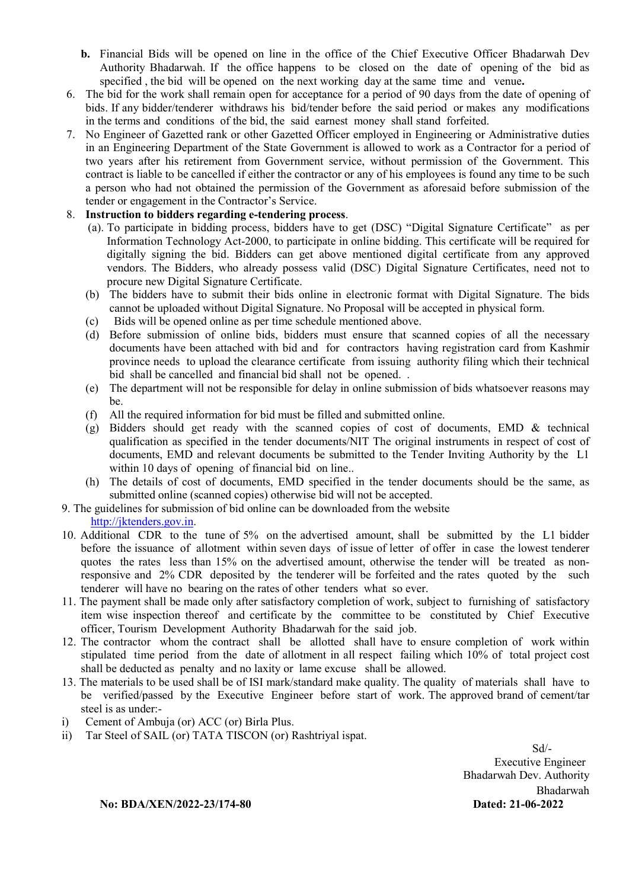**b.** Financial Bids will be opened on line in the office of the Chief Executive Officer Bhadarwah Dev Authority Bhadarwah. If the office happens to be closed on the date of opening of the bid as specified , the bid will be opened on the next working day at the same time and venue**.**

6. The bid for the work shall remain open for acceptance for a period of 90 days from the date of opening of bids. If any bidder/tenderer withdraws his bid/tender before the said period or makes any modifications in the terms and conditions of the bid, the said earnest money shall stand forfeited.
7. No Engineer of Gazetted rank or other Gazetted Officer employed in Engineering or Administrative duties in an Engineering Department of the State Government is allowed to work as a Contractor for a period of two years after his retirement from Government service, without permission of the Government. This contract is liable to be cancelled if either the contractor or any of his employees is found any time to be such a person who had not obtained the permission of the Government as aforesaid before submission of the tender or engagement in the Contractor's Service.
8. **Instruction to bidders regarding e-tendering process**.
   (a). To participate in bidding process, bidders have to get (DSC) "Digital Signature Certificate" as per Information Technology Act-2000, to participate in online bidding. This certificate will be required for digitally signing the bid. Bidders can get above mentioned digital certificate from any approved vendors. The Bidders, who already possess valid (DSC) Digital Signature Certificates, need not to procure new Digital Signature Certificate.
   (b) The bidders have to submit their bids online in electronic format with Digital Signature. The bids cannot be uploaded without Digital Signature. No Proposal will be accepted in physical form.
   (c) Bids will be opened online as per time schedule mentioned above.
   (d) Before submission of online bids, bidders must ensure that scanned copies of all the necessary documents have been attached with bid and for contractors having registration card from Kashmir province needs to upload the clearance certificate from issuing authority filing which their technical bid shall be cancelled and financial bid shall not be opened. .
   (e) The department will not be responsible for delay in online submission of bids whatsoever reasons may be.
   (f) All the required information for bid must be filled and submitted online.
   (g) Bidders should get ready with the scanned copies of cost of documents, EMD & technical qualification as specified in the tender documents/NIT The original instruments in respect of cost of documents, EMD and relevant documents be submitted to the Tender Inviting Authority by the L1 within 10 days of opening of financial bid on line..
   (h) The details of cost of documents, EMD specified in the tender documents should be the same, as submitted online (scanned copies) otherwise bid will not be accepted.
9. The guidelines for submission of bid online can be downloaded from the website http://jktenders.gov.in.
10. Additional CDR to the tune of 5% on the advertised amount, shall be submitted by the L1 bidder before the issuance of allotment within seven days of issue of letter of offer in case the lowest tenderer quotes the rates less than 15% on the advertised amount, otherwise the tender will be treated as non-responsive and 2% CDR deposited by the tenderer will be forfeited and the rates quoted by the such tenderer will have no bearing on the rates of other tenders what so ever.
11. The payment shall be made only after satisfactory completion of work, subject to furnishing of satisfactory item wise inspection thereof and certificate by the committee to be constituted by Chief Executive officer, Tourism Development Authority Bhadarwah for the said job.
12. The contractor whom the contract shall be allotted shall have to ensure completion of work within stipulated time period from the date of allotment in all respect failing which 10% of total project cost shall be deducted as penalty and no laxity or lame excuse shall be allowed.
13. The materials to be used shall be of ISI mark/standard make quality. The quality of materials shall have to be verified/passed by the Executive Engineer before start of work. The approved brand of cement/tar steel is as under:-

i) Cement of Ambuja (or) ACC (or) Birla Plus.
ii) Tar Steel of SAIL (or) TATA TISCON (or) Rashtriyal ispat.

Sd/-
Executive Engineer
Bhadarwah Dev. Authority
Bhadarwah

**No: BDA/XEN/2022-23/174-80** **Dated: 21-06-2022**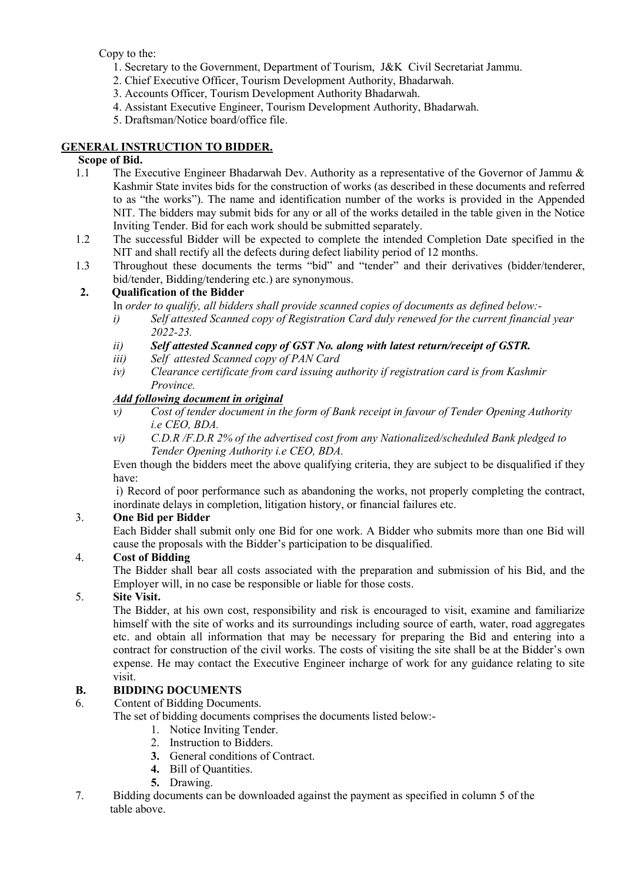Copy to the:

1. Secretary to the Government, Department of Tourism, J&K Civil Secretariat Jammu.
2. Chief Executive Officer, Tourism Development Authority, Bhadarwah.
3. Accounts Officer, Tourism Development Authority Bhadarwah.
4. Assistant Executive Engineer, Tourism Development Authority, Bhadarwah.
5. Draftsman/Notice board/office file.

## <u>GENERAL INSTRUCTION TO BIDDER.</u>

**Scope of Bid.**

1.1 The Executive Engineer Bhadarwah Dev. Authority as a representative of the Governor of Jammu & Kashmir State invites bids for the construction of works (as described in these documents and referred to as "the works"). The name and identification number of the works is provided in the Appended NIT. The bidders may submit bids for any or all of the works detailed in the table given in the Notice Inviting Tender. Bid for each work should be submitted separately.

1.2 The successful Bidder will be expected to complete the intended Completion Date specified in the NIT and shall rectify all the defects during defect liability period of 12 months.

1.3 Throughout these documents the terms "bid" and "tender" and their derivatives (bidder/tenderer, bid/tender, Bidding/tendering etc.) are synonymous.

**2. Qualification of the Bidder**

In *order to qualify, all bidders shall provide scanned copies of documents as defined below:-*

*i) Self attested Scanned copy of Registration Card duly renewed for the current financial year 2022-23.*

***ii) Self attested Scanned copy of GST No. along with latest return/receipt of GSTR.***

*iii) Self attested Scanned copy of PAN Card*

*iv) Clearance certificate from card issuing authority if registration card is from Kashmir Province.*

***<u>Add following document in original</u>***

*v) Cost of tender document in the form of Bank receipt in favour of Tender Opening Authority i.e CEO, BDA.*

*vi) C.D.R /F.D.R 2% of the advertised cost from any Nationalized/scheduled Bank pledged to Tender Opening Authority i.e CEO, BDA.*

Even though the bidders meet the above qualifying criteria, they are subject to be disqualified if they have:

i) Record of poor performance such as abandoning the works, not properly completing the contract, inordinate delays in completion, litigation history, or financial failures etc.

**3. One Bid per Bidder**

Each Bidder shall submit only one Bid for one work. A Bidder who submits more than one Bid will cause the proposals with the Bidder's participation to be disqualified.

**4. Cost of Bidding**

The Bidder shall bear all costs associated with the preparation and submission of his Bid, and the Employer will, in no case be responsible or liable for those costs.

**5. Site Visit.**

The Bidder, at his own cost, responsibility and risk is encouraged to visit, examine and familiarize himself with the site of works and its surroundings including source of earth, water, road aggregates etc. and obtain all information that may be necessary for preparing the Bid and entering into a contract for construction of the civil works. The costs of visiting the site shall be at the Bidder's own expense. He may contact the Executive Engineer incharge of work for any guidance relating to site visit.

**B. BIDDING DOCUMENTS**

6. Content of Bidding Documents.

The set of bidding documents comprises the documents listed below:-

1. Notice Inviting Tender.
2. Instruction to Bidders.
3. General conditions of Contract.
4. Bill of Quantities.
5. Drawing.

7. Bidding documents can be downloaded against the payment as specified in column 5 of the table above.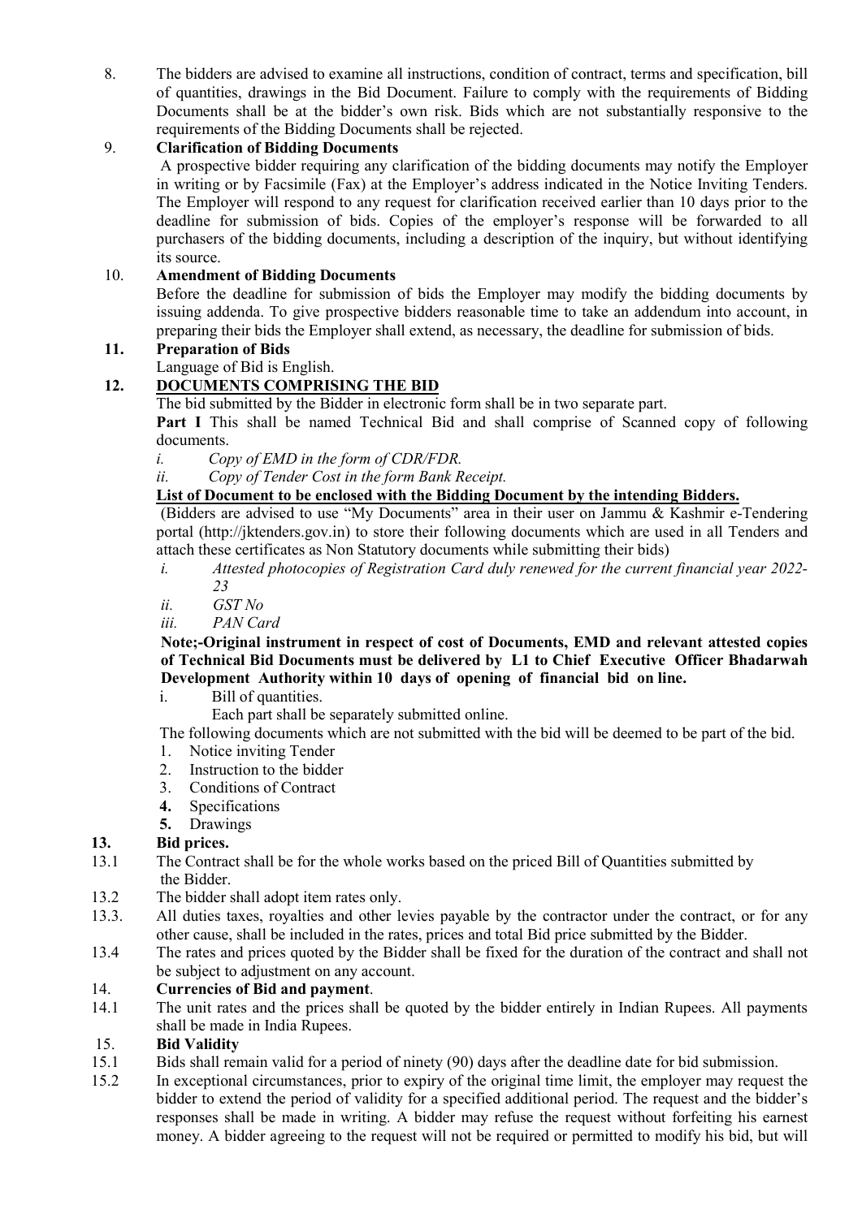8. The bidders are advised to examine all instructions, condition of contract, terms and specification, bill of quantities, drawings in the Bid Document. Failure to comply with the requirements of Bidding Documents shall be at the bidder's own risk. Bids which are not substantially responsive to the requirements of the Bidding Documents shall be rejected.

9. **Clarification of Bidding Documents**

   A prospective bidder requiring any clarification of the bidding documents may notify the Employer in writing or by Facsimile (Fax) at the Employer's address indicated in the Notice Inviting Tenders. The Employer will respond to any request for clarification received earlier than 10 days prior to the deadline for submission of bids. Copies of the employer's response will be forwarded to all purchasers of the bidding documents, including a description of the inquiry, but without identifying its source.

10. **Amendment of Bidding Documents**

    Before the deadline for submission of bids the Employer may modify the bidding documents by issuing addenda. To give prospective bidders reasonable time to take an addendum into account, in preparing their bids the Employer shall extend, as necessary, the deadline for submission of bids.

**11. Preparation of Bids**

Language of Bid is English.

**12. <u>DOCUMENTS COMPRISING THE BID</u>**

The bid submitted by the Bidder in electronic form shall be in two separate part.

**Part I** This shall be named Technical Bid and shall comprise of Scanned copy of following documents.

*i. Copy of EMD in the form of CDR/FDR.*

*ii. Copy of Tender Cost in the form Bank Receipt.*

**<u>List of Document to be enclosed with the Bidding Document by the intending Bidders.</u>**

(Bidders are advised to use "My Documents" area in their user on Jammu & Kashmir e-Tendering portal (http://jktenders.gov.in) to store their following documents which are used in all Tenders and attach these certificates as Non Statutory documents while submitting their bids)

*i. Attested photocopies of Registration Card duly renewed for the current financial year 2022-23*

*ii. GST No*

*iii. PAN Card*

**Note;-Original instrument in respect of cost of Documents, EMD and relevant attested copies of Technical Bid Documents must be delivered by L1 to Chief Executive Officer Bhadarwah Development Authority within 10 days of opening of financial bid on line.**

i. Bill of quantities.

Each part shall be separately submitted online.

The following documents which are not submitted with the bid will be deemed to be part of the bid.

1. Notice inviting Tender
2. Instruction to the bidder
3. Conditions of Contract
4. Specifications
5. Drawings

**13. Bid prices.**

13.1 The Contract shall be for the whole works based on the priced Bill of Quantities submitted by the Bidder.

13.2 The bidder shall adopt item rates only.

13.3. All duties taxes, royalties and other levies payable by the contractor under the contract, or for any other cause, shall be included in the rates, prices and total Bid price submitted by the Bidder.

13.4 The rates and prices quoted by the Bidder shall be fixed for the duration of the contract and shall not be subject to adjustment on any account.

14. **Currencies of Bid and payment**.

14.1 The unit rates and the prices shall be quoted by the bidder entirely in Indian Rupees. All payments shall be made in India Rupees.

15. **Bid Validity**

15.1 Bids shall remain valid for a period of ninety (90) days after the deadline date for bid submission.

15.2 In exceptional circumstances, prior to expiry of the original time limit, the employer may request the bidder to extend the period of validity for a specified additional period. The request and the bidder's responses shall be made in writing. A bidder may refuse the request without forfeiting his earnest money. A bidder agreeing to the request will not be required or permitted to modify his bid, but will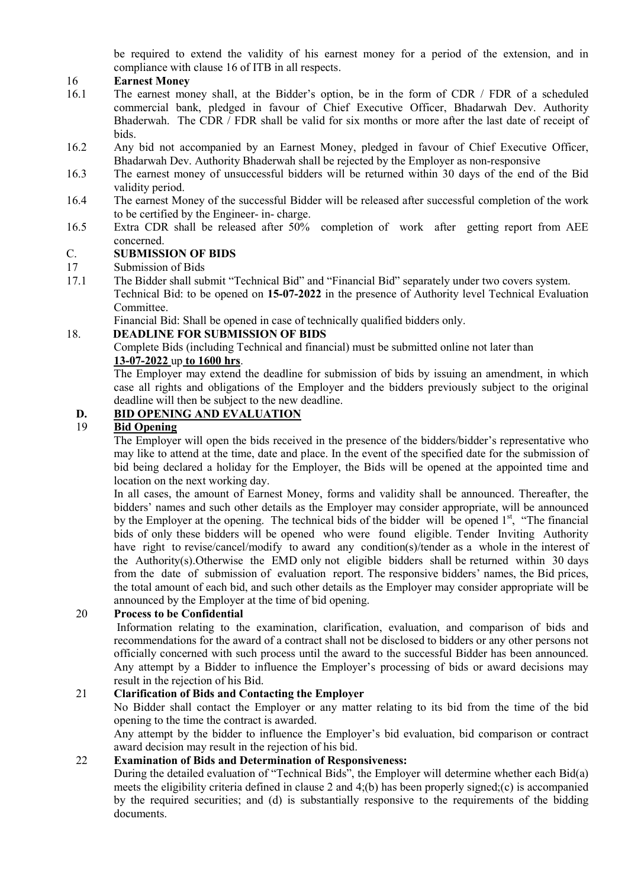be required to extend the validity of his earnest money for a period of the extension, and in compliance with clause 16 of ITB in all respects.

**16 Earnest Money**

16.1 The earnest money shall, at the Bidder's option, be in the form of CDR / FDR of a scheduled commercial bank, pledged in favour of Chief Executive Officer, Bhadarwah Dev. Authority Bhaderwah. The CDR / FDR shall be valid for six months or more after the last date of receipt of bids.

16.2 Any bid not accompanied by an Earnest Money, pledged in favour of Chief Executive Officer, Bhadarwah Dev. Authority Bhaderwah shall be rejected by the Employer as non-responsive

16.3 The earnest money of unsuccessful bidders will be returned within 30 days of the end of the Bid validity period.

16.4 The earnest Money of the successful Bidder will be released after successful completion of the work to be certified by the Engineer- in- charge.

16.5 Extra CDR shall be released after 50% completion of work after getting report from AEE concerned.

**C. SUBMISSION OF BIDS**

17 Submission of Bids

17.1 The Bidder shall submit "Technical Bid" and "Financial Bid" separately under two covers system.

Technical Bid: to be opened on **15-07-2022** in the presence of Authority level Technical Evaluation Committee.

Financial Bid: Shall be opened in case of technically qualified bidders only.

**18. DEADLINE FOR SUBMISSION OF BIDS**

Complete Bids (including Technical and financial) must be submitted online not later than **13-07-2022** up **to 1600 hrs**.

The Employer may extend the deadline for submission of bids by issuing an amendment, in which case all rights and obligations of the Employer and the bidders previously subject to the original deadline will then be subject to the new deadline.

**D. BID OPENING AND EVALUATION**

**19 Bid Opening**

The Employer will open the bids received in the presence of the bidders/bidder's representative who may like to attend at the time, date and place. In the event of the specified date for the submission of bid being declared a holiday for the Employer, the Bids will be opened at the appointed time and location on the next working day.

In all cases, the amount of Earnest Money, forms and validity shall be announced. Thereafter, the bidders' names and such other details as the Employer may consider appropriate, will be announced by the Employer at the opening. The technical bids of the bidder will be opened 1st, "The financial bids of only these bidders will be opened who were found eligible. Tender Inviting Authority have right to revise/cancel/modify to award any condition(s)/tender as a whole in the interest of the Authority(s).Otherwise the EMD only not eligible bidders shall be returned within 30 days from the date of submission of evaluation report. The responsive bidders' names, the Bid prices, the total amount of each bid, and such other details as the Employer may consider appropriate will be announced by the Employer at the time of bid opening.

**20 Process to be Confidential**

Information relating to the examination, clarification, evaluation, and comparison of bids and recommendations for the award of a contract shall not be disclosed to bidders or any other persons not officially concerned with such process until the award to the successful Bidder has been announced. Any attempt by a Bidder to influence the Employer's processing of bids or award decisions may result in the rejection of his Bid.

**21 Clarification of Bids and Contacting the Employer**

No Bidder shall contact the Employer or any matter relating to its bid from the time of the bid opening to the time the contract is awarded.

Any attempt by the bidder to influence the Employer's bid evaluation, bid comparison or contract award decision may result in the rejection of his bid.

**22 Examination of Bids and Determination of Responsiveness:**

During the detailed evaluation of "Technical Bids", the Employer will determine whether each Bid(a) meets the eligibility criteria defined in clause 2 and 4;(b) has been properly signed;(c) is accompanied by the required securities; and (d) is substantially responsive to the requirements of the bidding documents.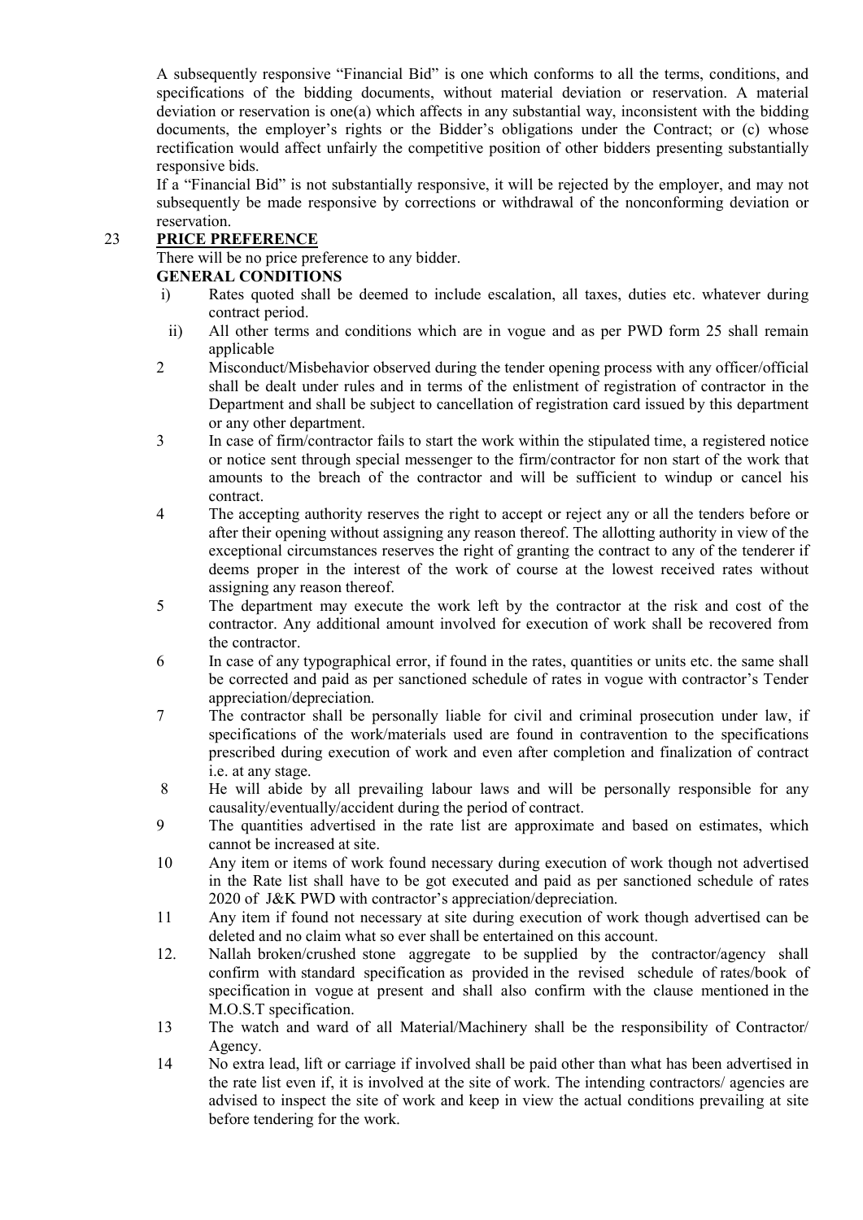A subsequently responsive "Financial Bid" is one which conforms to all the terms, conditions, and specifications of the bidding documents, without material deviation or reservation. A material deviation or reservation is one(a) which affects in any substantial way, inconsistent with the bidding documents, the employer's rights or the Bidder's obligations under the Contract; or (c) whose rectification would affect unfairly the competitive position of other bidders presenting substantially responsive bids.

If a "Financial Bid" is not substantially responsive, it will be rejected by the employer, and may not subsequently be made responsive by corrections or withdrawal of the nonconforming deviation or reservation.

## 23 PRICE PREFERENCE

There will be no price preference to any bidder.

**GENERAL CONDITIONS**

i) Rates quoted shall be deemed to include escalation, all taxes, duties etc. whatever during contract period.

ii) All other terms and conditions which are in vogue and as per PWD form 25 shall remain applicable

2 Misconduct/Misbehavior observed during the tender opening process with any officer/official shall be dealt under rules and in terms of the enlistment of registration of contractor in the Department and shall be subject to cancellation of registration card issued by this department or any other department.

3 In case of firm/contractor fails to start the work within the stipulated time, a registered notice or notice sent through special messenger to the firm/contractor for non start of the work that amounts to the breach of the contractor and will be sufficient to windup or cancel his contract.

4 The accepting authority reserves the right to accept or reject any or all the tenders before or after their opening without assigning any reason thereof. The allotting authority in view of the exceptional circumstances reserves the right of granting the contract to any of the tenderer if deems proper in the interest of the work of course at the lowest received rates without assigning any reason thereof.

5 The department may execute the work left by the contractor at the risk and cost of the contractor. Any additional amount involved for execution of work shall be recovered from the contractor.

6 In case of any typographical error, if found in the rates, quantities or units etc. the same shall be corrected and paid as per sanctioned schedule of rates in vogue with contractor's Tender appreciation/depreciation.

7 The contractor shall be personally liable for civil and criminal prosecution under law, if specifications of the work/materials used are found in contravention to the specifications prescribed during execution of work and even after completion and finalization of contract i.e. at any stage.

8 He will abide by all prevailing labour laws and will be personally responsible for any causality/eventually/accident during the period of contract.

9 The quantities advertised in the rate list are approximate and based on estimates, which cannot be increased at site.

10 Any item or items of work found necessary during execution of work though not advertised in the Rate list shall have to be got executed and paid as per sanctioned schedule of rates 2020 of J&K PWD with contractor's appreciation/depreciation.

11 Any item if found not necessary at site during execution of work though advertised can be deleted and no claim what so ever shall be entertained on this account.

12. Nallah broken/crushed stone aggregate to be supplied by the contractor/agency shall confirm with standard specification as provided in the revised schedule of rates/book of specification in vogue at present and shall also confirm with the clause mentioned in the M.O.S.T specification.

13 The watch and ward of all Material/Machinery shall be the responsibility of Contractor/ Agency.

14 No extra lead, lift or carriage if involved shall be paid other than what has been advertised in the rate list even if, it is involved at the site of work. The intending contractors/ agencies are advised to inspect the site of work and keep in view the actual conditions prevailing at site before tendering for the work.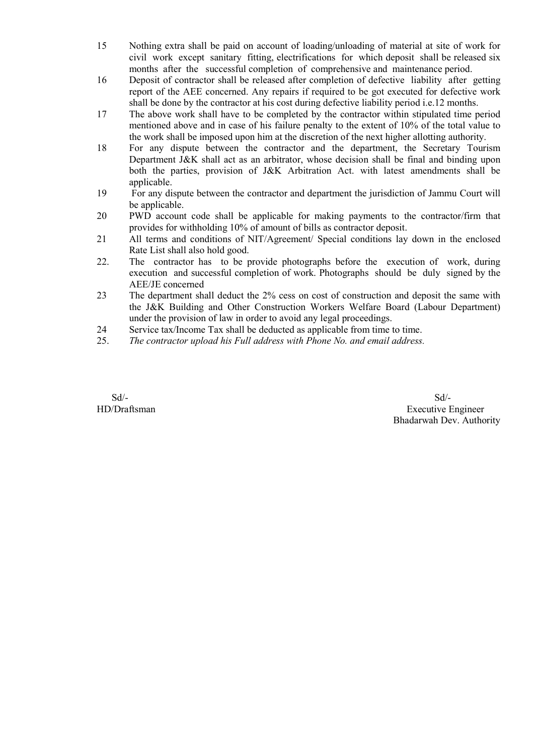15 Nothing extra shall be paid on account of loading/unloading of material at site of work for civil work except sanitary fitting, electrifications for which deposit shall be released six months after the successful completion of comprehensive and maintenance period.

16 Deposit of contractor shall be released after completion of defective liability after getting report of the AEE concerned. Any repairs if required to be got executed for defective work shall be done by the contractor at his cost during defective liability period i.e.12 months.

17 The above work shall have to be completed by the contractor within stipulated time period mentioned above and in case of his failure penalty to the extent of 10% of the total value to the work shall be imposed upon him at the discretion of the next higher allotting authority.

18 For any dispute between the contractor and the department, the Secretary Tourism Department J&K shall act as an arbitrator, whose decision shall be final and binding upon both the parties, provision of J&K Arbitration Act. with latest amendments shall be applicable.

19 For any dispute between the contractor and department the jurisdiction of Jammu Court will be applicable.

20 PWD account code shall be applicable for making payments to the contractor/firm that provides for withholding 10% of amount of bills as contractor deposit.

21 All terms and conditions of NIT/Agreement/ Special conditions lay down in the enclosed Rate List shall also hold good.

22. The contractor has to be provide photographs before the execution of work, during execution and successful completion of work. Photographs should be duly signed by the AEE/JE concerned

23 The department shall deduct the 2% cess on cost of construction and deposit the same with the J&K Building and Other Construction Workers Welfare Board (Labour Department) under the provision of law in order to avoid any legal proceedings.

24 Service tax/Income Tax shall be deducted as applicable from time to time.

25. *The contractor upload his Full address with Phone No. and email address.*

Sd/-
HD/Draftsman

Sd/-
Executive Engineer
Bhadarwah Dev. Authority